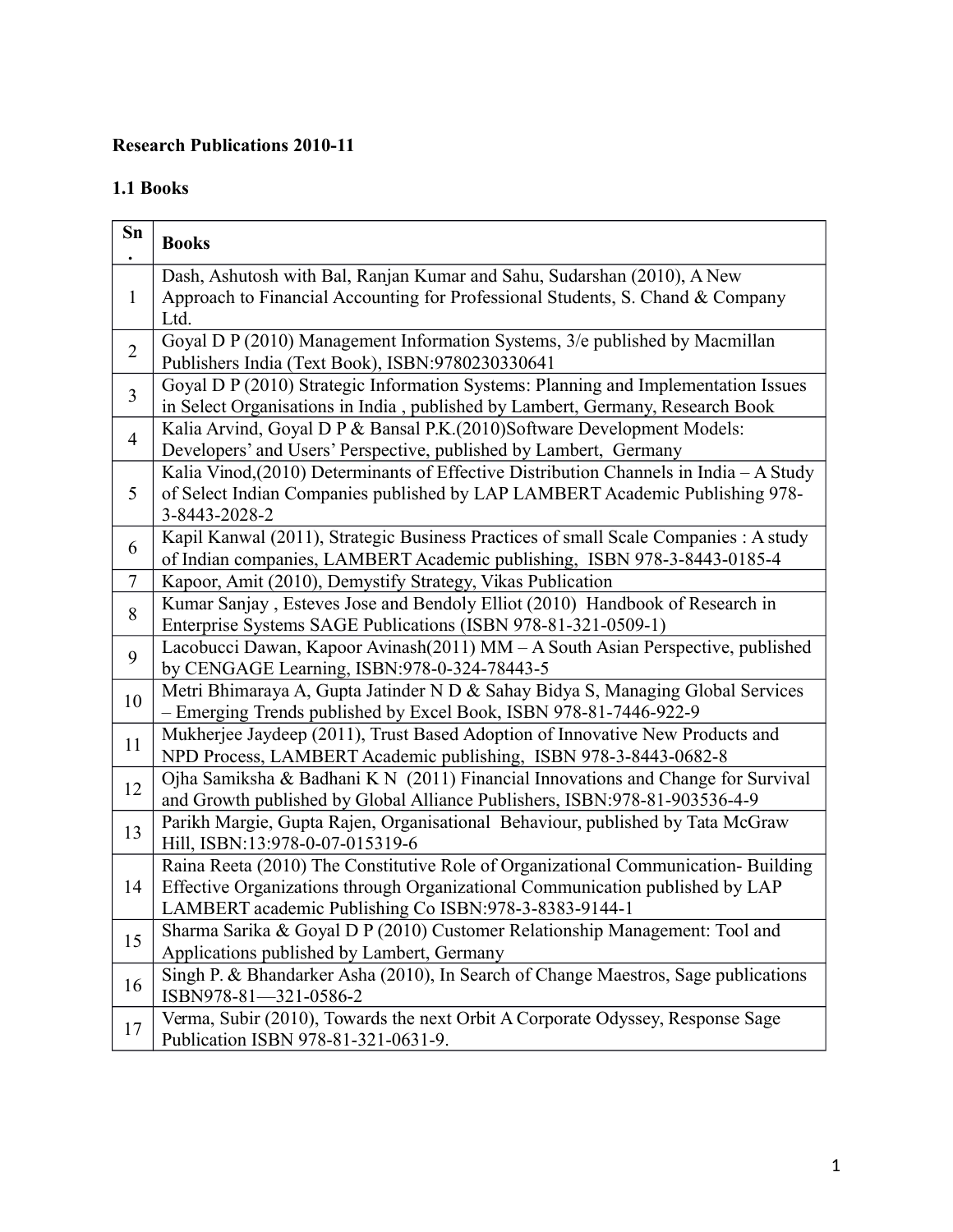**Research Publications 2010-11**

**1.1 Books**

| Sn. | Books |
|---|---|
| 1 | Dash, Ashutosh with Bal, Ranjan Kumar and Sahu, Sudarshan (2010), A New Approach to Financial Accounting for Professional Students, S. Chand & Company Ltd. |
| 2 | Goyal D P (2010) Management Information Systems, 3/e published by Macmillan Publishers India (Text Book), ISBN:9780230330641 |
| 3 | Goyal D P (2010) Strategic Information Systems: Planning and Implementation Issues in Select Organisations in India , published by Lambert, Germany, Research Book |
| 4 | Kalia Arvind, Goyal D P & Bansal P.K.(2010)Software Development Models: Developers' and Users' Perspective, published by Lambert, Germany |
| 5 | Kalia Vinod,(2010) Determinants of Effective Distribution Channels in India – A Study of Select Indian Companies published by LAP LAMBERT Academic Publishing 978-3-8443-2028-2 |
| 6 | Kapil Kanwal (2011), Strategic Business Practices of small Scale Companies : A study of Indian companies, LAMBERT Academic publishing, ISBN 978-3-8443-0185-4 |
| 7 | Kapoor, Amit (2010), Demystify Strategy, Vikas Publication |
| 8 | Kumar Sanjay , Esteves Jose and Bendoly Elliot (2010) Handbook of Research in Enterprise Systems SAGE Publications (ISBN 978-81-321-0509-1) |
| 9 | Lacobucci Dawan, Kapoor Avinash(2011) MM – A South Asian Perspective, published by CENGAGE Learning, ISBN:978-0-324-78443-5 |
| 10 | Metri Bhimaraya A, Gupta Jatinder N D & Sahay Bidya S, Managing Global Services – Emerging Trends published by Excel Book, ISBN 978-81-7446-922-9 |
| 11 | Mukherjee Jaydeep (2011), Trust Based Adoption of Innovative New Products and NPD Process, LAMBERT Academic publishing, ISBN 978-3-8443-0682-8 |
| 12 | Ojha Samiksha & Badhani K N (2011) Financial Innovations and Change for Survival and Growth published by Global Alliance Publishers, ISBN:978-81-903536-4-9 |
| 13 | Parikh Margie, Gupta Rajen, Organisational Behaviour, published by Tata McGraw Hill, ISBN:13:978-0-07-015319-6 |
| 14 | Raina Reeta (2010) The Constitutive Role of Organizational Communication- Building Effective Organizations through Organizational Communication published by LAP LAMBERT academic Publishing Co ISBN:978-3-8383-9144-1 |
| 15 | Sharma Sarika & Goyal D P (2010) Customer Relationship Management: Tool and Applications published by Lambert, Germany |
| 16 | Singh P. & Bhandarker Asha (2010), In Search of Change Maestros, Sage publications ISBN978-81—321-0586-2 |
| 17 | Verma, Subir (2010), Towards the next Orbit A Corporate Odyssey, Response Sage Publication ISBN 978-81-321-0631-9. |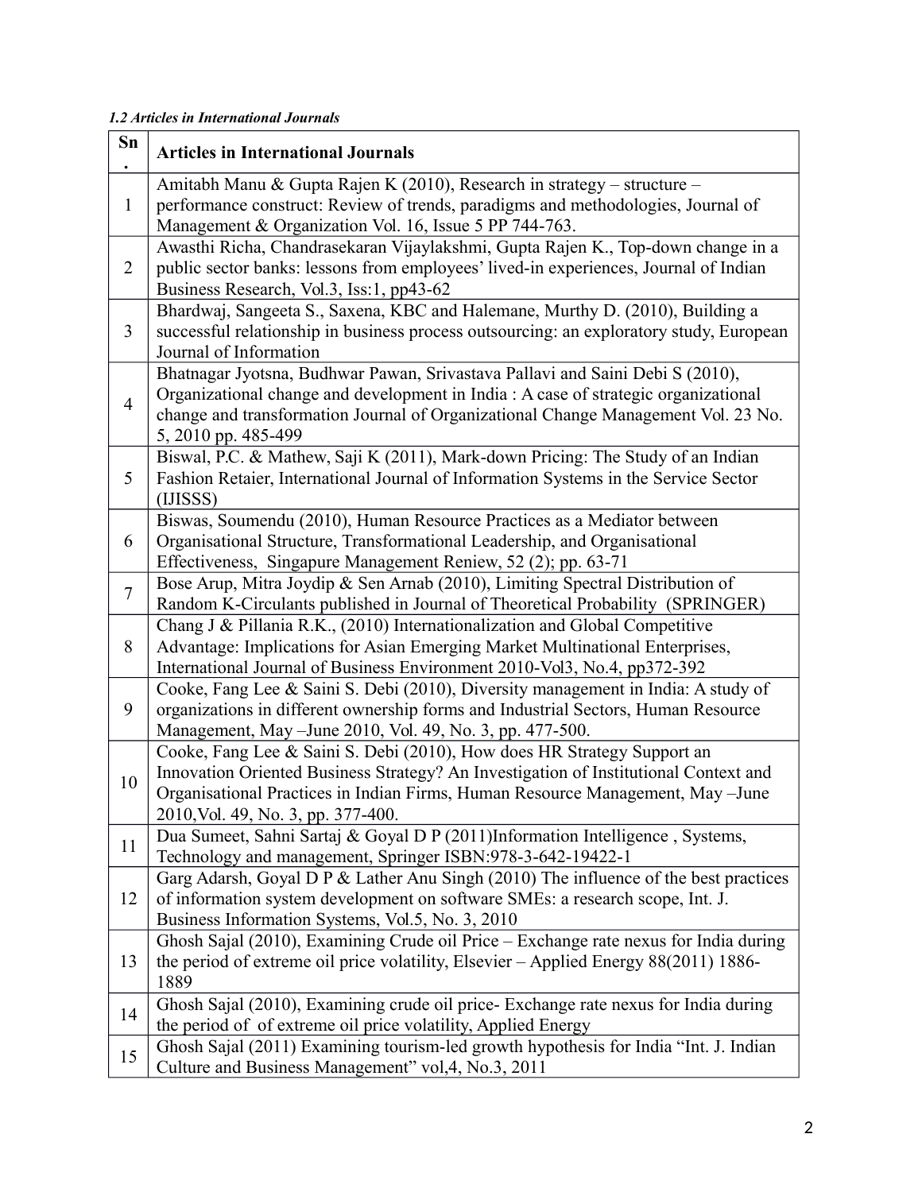*1.2 Articles in International Journals*

| Sn. | Articles in International Journals |
|---|---|
| 1 | Amitabh Manu & Gupta Rajen K (2010), Research in strategy – structure – performance construct: Review of trends, paradigms and methodologies, Journal of Management & Organization Vol. 16, Issue 5 PP 744-763. |
| 2 | Awasthi Richa, Chandrasekaran Vijaylakshmi, Gupta Rajen K., Top-down change in a public sector banks: lessons from employees' lived-in experiences, Journal of Indian Business Research, Vol.3, Iss:1, pp43-62 |
| 3 | Bhardwaj, Sangeeta S., Saxena, KBC and Halemane, Murthy D. (2010), Building a successful relationship in business process outsourcing: an exploratory study, European Journal of Information |
| 4 | Bhatnagar Jyotsna, Budhwar Pawan, Srivastava Pallavi and Saini Debi S (2010), Organizational change and development in India : A case of strategic organizational change and transformation Journal of Organizational Change Management Vol. 23 No. 5, 2010 pp. 485-499 |
| 5 | Biswal, P.C. & Mathew, Saji K (2011), Mark-down Pricing: The Study of an Indian Fashion Retaier, International Journal of Information Systems in the Service Sector (IJISSS) |
| 6 | Biswas, Soumendu (2010), Human Resource Practices as a Mediator between Organisational Structure, Transformational Leadership, and Organisational Effectiveness, Singapure Management Reniew, 52 (2); pp. 63-71 |
| 7 | Bose Arup, Mitra Joydip & Sen Arnab (2010), Limiting Spectral Distribution of Random K-Circulants published in Journal of Theoretical Probability (SPRINGER) |
| 8 | Chang J & Pillania R.K., (2010) Internationalization and Global Competitive Advantage: Implications for Asian Emerging Market Multinational Enterprises, International Journal of Business Environment 2010-Vol3, No.4, pp372-392 |
| 9 | Cooke, Fang Lee & Saini S. Debi (2010), Diversity management in India: A study of organizations in different ownership forms and Industrial Sectors, Human Resource Management, May –June 2010, Vol. 49, No. 3, pp. 477-500. |
| 10 | Cooke, Fang Lee & Saini S. Debi (2010), How does HR Strategy Support an Innovation Oriented Business Strategy? An Investigation of Institutional Context and Organisational Practices in Indian Firms, Human Resource Management, May –June 2010,Vol. 49, No. 3, pp. 377-400. |
| 11 | Dua Sumeet, Sahni Sartaj & Goyal D P (2011)Information Intelligence , Systems, Technology and management, Springer ISBN:978-3-642-19422-1 |
| 12 | Garg Adarsh, Goyal D P & Lather Anu Singh (2010) The influence of the best practices of information system development on software SMEs: a research scope, Int. J. Business Information Systems, Vol.5, No. 3, 2010 |
| 13 | Ghosh Sajal (2010), Examining Crude oil Price – Exchange rate nexus for India during the period of extreme oil price volatility, Elsevier – Applied Energy 88(2011) 1886-1889 |
| 14 | Ghosh Sajal (2010), Examining crude oil price- Exchange rate nexus for India during the period of of extreme oil price volatility, Applied Energy |
| 15 | Ghosh Sajal (2011) Examining tourism-led growth hypothesis for India "Int. J. Indian Culture and Business Management" vol,4, No.3, 2011 |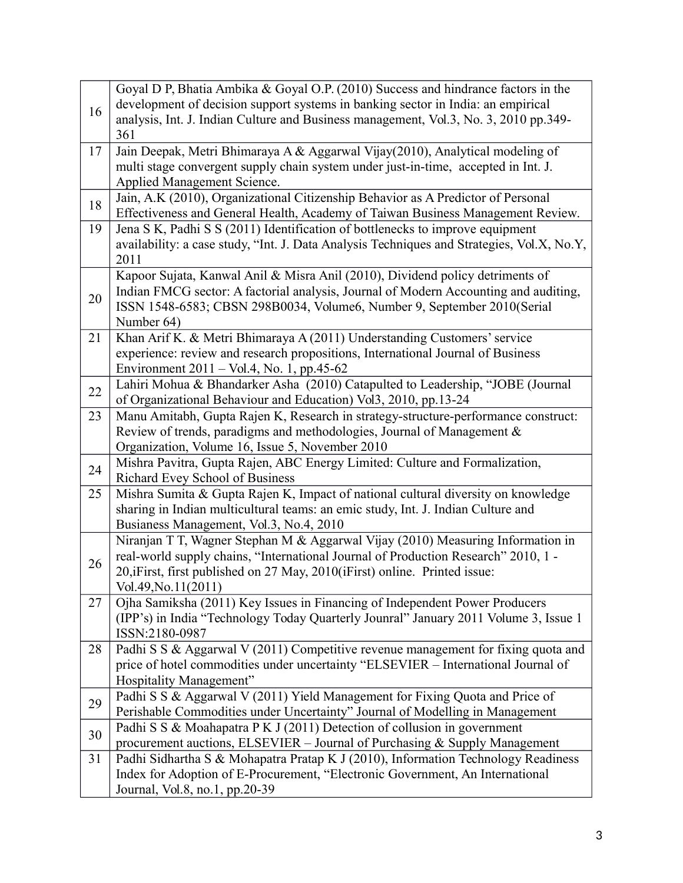| | |
|---|---|
| 16 | Goyal D P, Bhatia Ambika & Goyal O.P. (2010) Success and hindrance factors in the development of decision support systems in banking sector in India: an empirical analysis, Int. J. Indian Culture and Business management, Vol.3, No. 3, 2010 pp.349-361 |
| 17 | Jain Deepak, Metri Bhimaraya A & Aggarwal Vijay(2010), Analytical modeling of multi stage convergent supply chain system under just-in-time, accepted in Int. J. Applied Management Science. |
| 18 | Jain, A.K (2010), Organizational Citizenship Behavior as A Predictor of Personal Effectiveness and General Health, Academy of Taiwan Business Management Review. |
| 19 | Jena S K, Padhi S S (2011) Identification of bottlenecks to improve equipment availability: a case study, "Int. J. Data Analysis Techniques and Strategies, Vol.X, No.Y, 2011 |
| 20 | Kapoor Sujata, Kanwal Anil & Misra Anil (2010), Dividend policy detriments of Indian FMCG sector: A factorial analysis, Journal of Modern Accounting and auditing, ISSN 1548-6583; CBSN 298B0034, Volume6, Number 9, September 2010(Serial Number 64) |
| 21 | Khan Arif K. & Metri Bhimaraya A (2011) Understanding Customers' service experience: review and research propositions, International Journal of Business Environment 2011 – Vol.4, No. 1, pp.45-62 |
| 22 | Lahiri Mohua & Bhandarker Asha (2010) Catapulted to Leadership, "JOBE (Journal of Organizational Behaviour and Education) Vol3, 2010, pp.13-24 |
| 23 | Manu Amitabh, Gupta Rajen K, Research in strategy-structure-performance construct: Review of trends, paradigms and methodologies, Journal of Management & Organization, Volume 16, Issue 5, November 2010 |
| 24 | Mishra Pavitra, Gupta Rajen, ABC Energy Limited: Culture and Formalization, Richard Evey School of Business |
| 25 | Mishra Sumita & Gupta Rajen K, Impact of national cultural diversity on knowledge sharing in Indian multicultural teams: an emic study, Int. J. Indian Culture and Busianess Management, Vol.3, No.4, 2010 |
| 26 | Niranjan T T, Wagner Stephan M & Aggarwal Vijay (2010) Measuring Information in real-world supply chains, "International Journal of Production Research" 2010, 1 - 20,iFirst, first published on 27 May, 2010(iFirst) online. Printed issue: Vol.49,No.11(2011) |
| 27 | Ojha Samiksha (2011) Key Issues in Financing of Independent Power Producers (IPP's) in India "Technology Today Quarterly Jounral" January 2011 Volume 3, Issue 1 ISSN:2180-0987 |
| 28 | Padhi S S & Aggarwal V (2011) Competitive revenue management for fixing quota and price of hotel commodities under uncertainty "ELSEVIER – International Journal of Hospitality Management" |
| 29 | Padhi S S & Aggarwal V (2011) Yield Management for Fixing Quota and Price of Perishable Commodities under Uncertainty" Journal of Modelling in Management |
| 30 | Padhi S S & Moahapatra P K J (2011) Detection of collusion in government procurement auctions, ELSEVIER – Journal of Purchasing & Supply Management |
| 31 | Padhi Sidhartha S & Mohapatra Pratap K J (2010), Information Technology Readiness Index for Adoption of E-Procurement, "Electronic Government, An International Journal, Vol.8, no.1, pp.20-39 |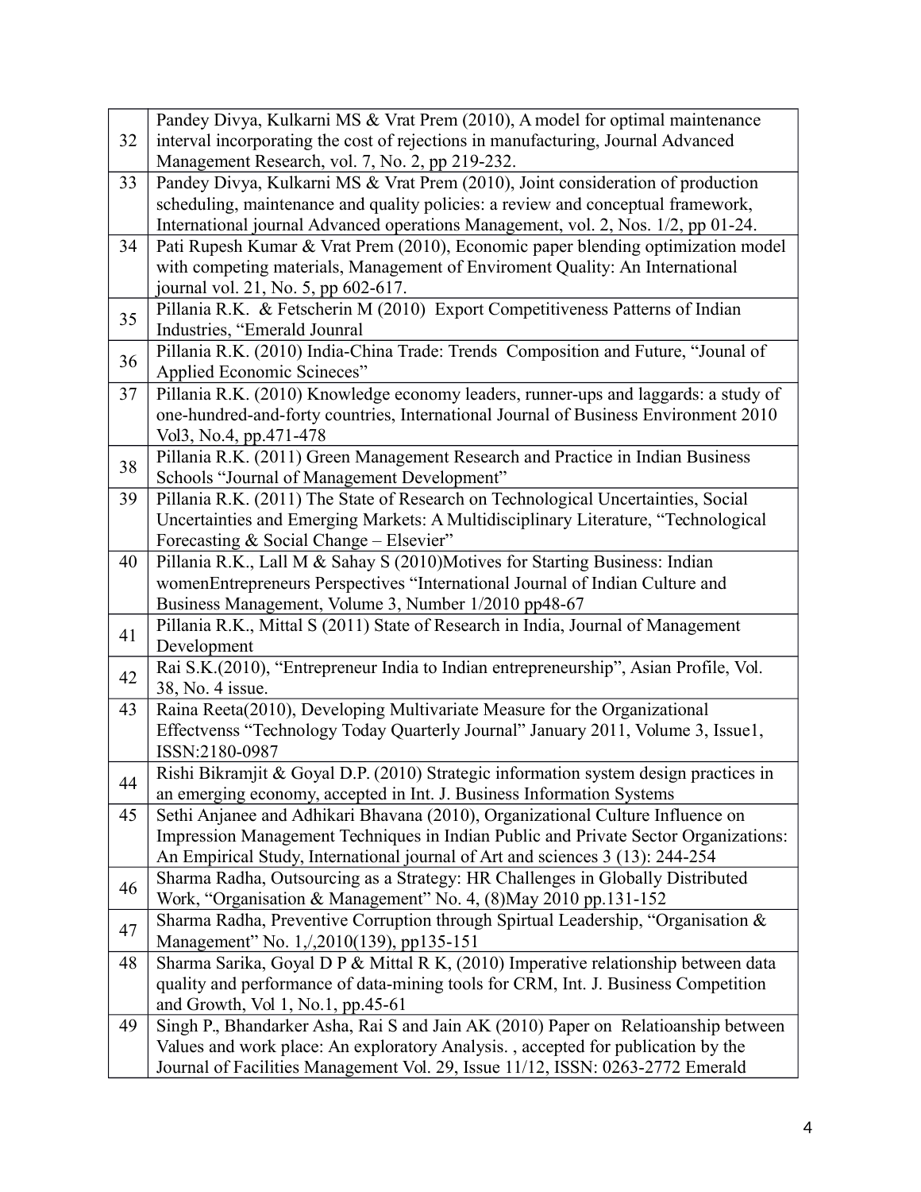| | |
|---|---|
| 32 | Pandey Divya, Kulkarni MS & Vrat Prem (2010), A model for optimal maintenance interval incorporating the cost of rejections in manufacturing, Journal Advanced Management Research, vol. 7, No. 2, pp 219-232. |
| 33 | Pandey Divya, Kulkarni MS & Vrat Prem (2010), Joint consideration of production scheduling, maintenance and quality policies: a review and conceptual framework, International journal Advanced operations Management, vol. 2, Nos. 1/2, pp 01-24. |
| 34 | Pati Rupesh Kumar & Vrat Prem (2010), Economic paper blending optimization model with competing materials, Management of Enviroment Quality: An International journal vol. 21, No. 5, pp 602-617. |
| 35 | Pillania R.K. & Fetscherin M (2010) Export Competitiveness Patterns of Indian Industries, "Emerald Jounral |
| 36 | Pillania R.K. (2010) India-China Trade: Trends Composition and Future, "Jounal of Applied Economic Scineces" |
| 37 | Pillania R.K. (2010) Knowledge economy leaders, runner-ups and laggards: a study of one-hundred-and-forty countries, International Journal of Business Environment 2010 Vol3, No.4, pp.471-478 |
| 38 | Pillania R.K. (2011) Green Management Research and Practice in Indian Business Schools "Journal of Management Development" |
| 39 | Pillania R.K. (2011) The State of Research on Technological Uncertainties, Social Uncertainties and Emerging Markets: A Multidisciplinary Literature, "Technological Forecasting & Social Change – Elsevier" |
| 40 | Pillania R.K., Lall M & Sahay S (2010)Motives for Starting Business: Indian womenEntrepreneurs Perspectives "International Journal of Indian Culture and Business Management, Volume 3, Number 1/2010 pp48-67 |
| 41 | Pillania R.K., Mittal S (2011) State of Research in India, Journal of Management Development |
| 42 | Rai S.K.(2010), "Entrepreneur India to Indian entrepreneurship", Asian Profile, Vol. 38, No. 4 issue. |
| 43 | Raina Reeta(2010), Developing Multivariate Measure for the Organizational Effectvenss "Technology Today Quarterly Journal" January 2011, Volume 3, Issue1, ISSN:2180-0987 |
| 44 | Rishi Bikramjit & Goyal D.P. (2010) Strategic information system design practices in an emerging economy, accepted in Int. J. Business Information Systems |
| 45 | Sethi Anjanee and Adhikari Bhavana (2010), Organizational Culture Influence on Impression Management Techniques in Indian Public and Private Sector Organizations: An Empirical Study, International journal of Art and sciences 3 (13): 244-254 |
| 46 | Sharma Radha, Outsourcing as a Strategy: HR Challenges in Globally Distributed Work, "Organisation & Management" No. 4, (8)May 2010 pp.131-152 |
| 47 | Sharma Radha, Preventive Corruption through Spirtual Leadership, "Organisation & Management" No. 1,/,2010(139), pp135-151 |
| 48 | Sharma Sarika, Goyal D P & Mittal R K, (2010) Imperative relationship between data quality and performance of data-mining tools for CRM, Int. J. Business Competition and Growth, Vol 1, No.1, pp.45-61 |
| 49 | Singh P., Bhandarker Asha, Rai S and Jain AK (2010) Paper on Relatioanship between Values and work place: An exploratory Analysis. , accepted for publication by the Journal of Facilities Management Vol. 29, Issue 11/12, ISSN: 0263-2772 Emerald |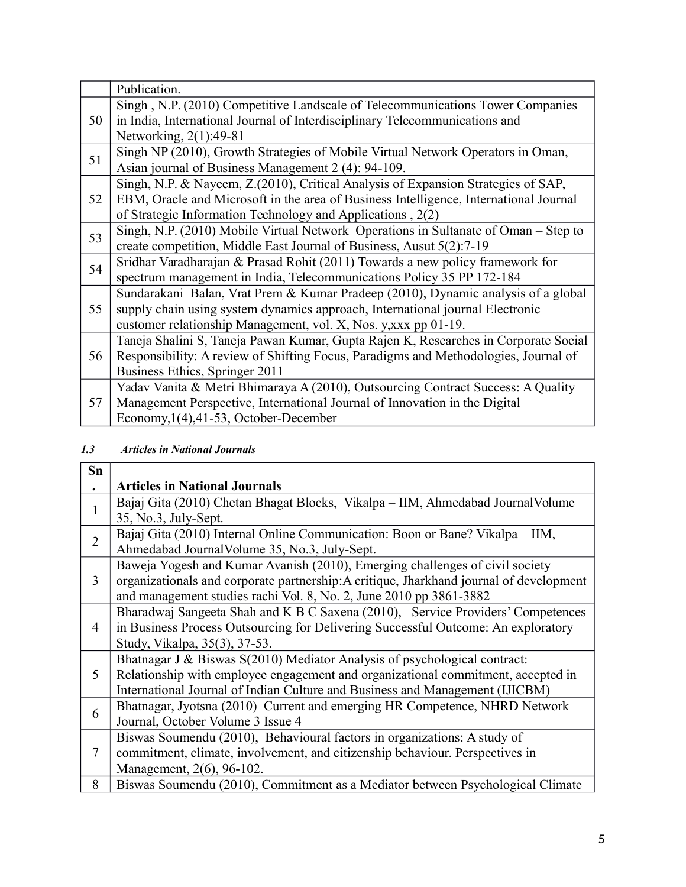| | |
|---|---|
| | Publication. |
| 50 | Singh , N.P. (2010) Competitive Landscale of Telecommunications Tower Companies in India, International Journal of Interdisciplinary Telecommunications and Networking, 2(1):49-81 |
| 51 | Singh NP (2010), Growth Strategies of Mobile Virtual Network Operators in Oman, Asian journal of Business Management 2 (4): 94-109. |
| 52 | Singh, N.P. & Nayeem, Z.(2010), Critical Analysis of Expansion Strategies of SAP, EBM, Oracle and Microsoft in the area of Business Intelligence, International Journal of Strategic Information Technology and Applications , 2(2) |
| 53 | Singh, N.P. (2010) Mobile Virtual Network Operations in Sultanate of Oman – Step to create competition, Middle East Journal of Business, Ausut 5(2):7-19 |
| 54 | Sridhar Varadharajan & Prasad Rohit (2011) Towards a new policy framework for spectrum management in India, Telecommunications Policy 35 PP 172-184 |
| 55 | Sundarakani Balan, Vrat Prem & Kumar Pradeep (2010), Dynamic analysis of a global supply chain using system dynamics approach, International journal Electronic customer relationship Management, vol. X, Nos. y,xxx pp 01-19. |
| 56 | Taneja Shalini S, Taneja Pawan Kumar, Gupta Rajen K, Researches in Corporate Social Responsibility: A review of Shifting Focus, Paradigms and Methodologies, Journal of Business Ethics, Springer 2011 |
| 57 | Yadav Vanita & Metri Bhimaraya A (2010), Outsourcing Contract Success: A Quality Management Perspective, International Journal of Innovation in the Digital Economy,1(4),41-53, October-December |

***1.3 Articles in National Journals***

| Sn. | Articles in National Journals |
|---|---|
| 1 | Bajaj Gita (2010) Chetan Bhagat Blocks, Vikalpa – IIM, Ahmedabad JournalVolume 35, No.3, July-Sept. |
| 2 | Bajaj Gita (2010) Internal Online Communication: Boon or Bane? Vikalpa – IIM, Ahmedabad JournalVolume 35, No.3, July-Sept. |
| 3 | Baweja Yogesh and Kumar Avanish (2010), Emerging challenges of civil society organizationals and corporate partnership:A critique, Jharkhand journal of development and management studies rachi Vol. 8, No. 2, June 2010 pp 3861-3882 |
| 4 | Bharadwaj Sangeeta Shah and K B C Saxena (2010), Service Providers' Competences in Business Process Outsourcing for Delivering Successful Outcome: An exploratory Study, Vikalpa, 35(3), 37-53. |
| 5 | Bhatnagar J & Biswas S(2010) Mediator Analysis of psychological contract: Relationship with employee engagement and organizational commitment, accepted in International Journal of Indian Culture and Business and Management (IJICBM) |
| 6 | Bhatnagar, Jyotsna (2010) Current and emerging HR Competence, NHRD Network Journal, October Volume 3 Issue 4 |
| 7 | Biswas Soumendu (2010), Behavioural factors in organizations: A study of commitment, climate, involvement, and citizenship behaviour. Perspectives in Management, 2(6), 96-102. |
| 8 | Biswas Soumendu (2010), Commitment as a Mediator between Psychological Climate |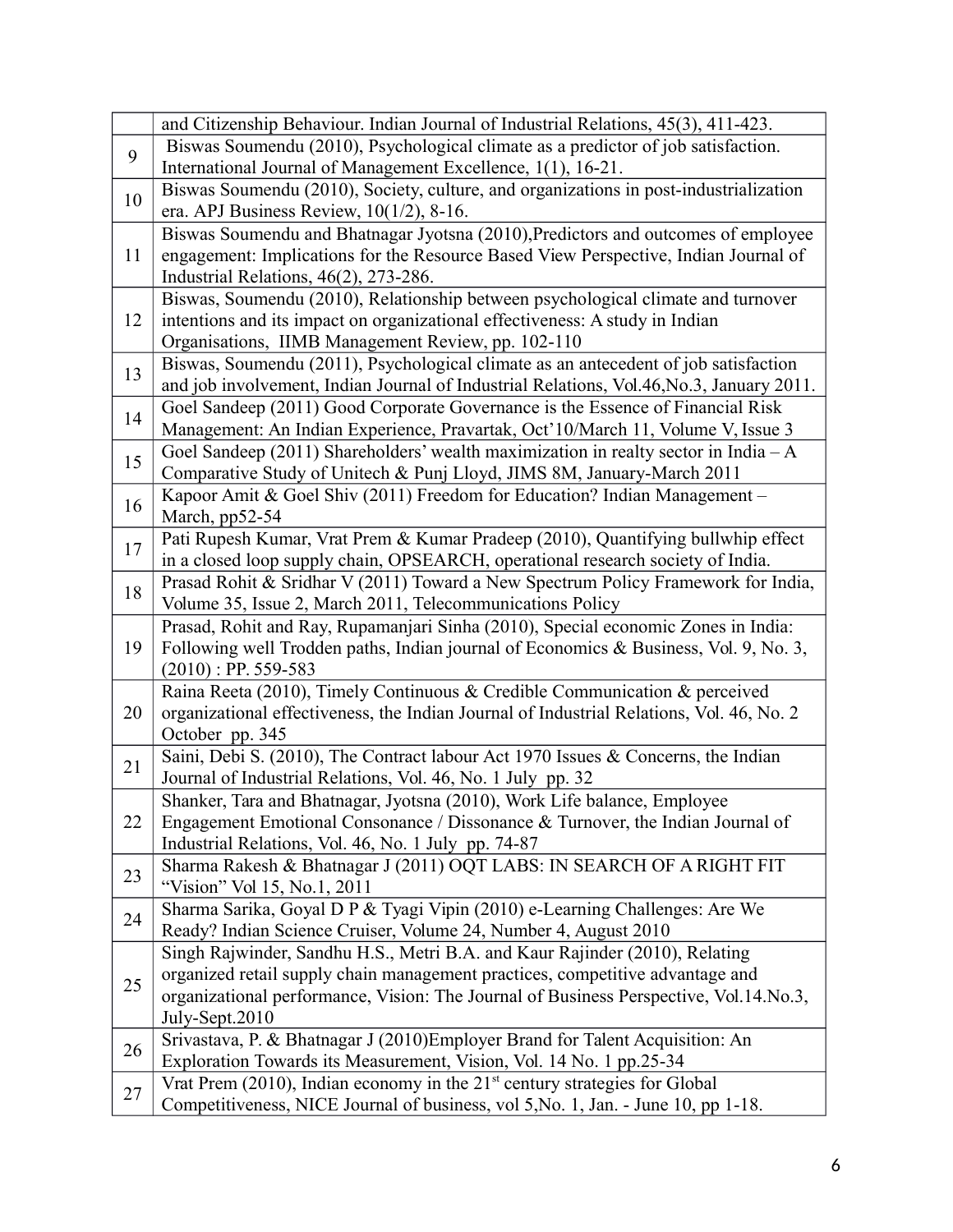| | |
|---|---|
| | and Citizenship Behaviour. Indian Journal of Industrial Relations, 45(3), 411-423. |
| 9 | Biswas Soumendu (2010), Psychological climate as a predictor of job satisfaction. International Journal of Management Excellence, 1(1), 16-21. |
| 10 | Biswas Soumendu (2010), Society, culture, and organizations in post-industrialization era. APJ Business Review, 10(1/2), 8-16. |
| 11 | Biswas Soumendu and Bhatnagar Jyotsna (2010),Predictors and outcomes of employee engagement: Implications for the Resource Based View Perspective, Indian Journal of Industrial Relations, 46(2), 273-286. |
| 12 | Biswas, Soumendu (2010), Relationship between psychological climate and turnover intentions and its impact on organizational effectiveness: A study in Indian Organisations, IIMB Management Review, pp. 102-110 |
| 13 | Biswas, Soumendu (2011), Psychological climate as an antecedent of job satisfaction and job involvement, Indian Journal of Industrial Relations, Vol.46,No.3, January 2011. |
| 14 | Goel Sandeep (2011) Good Corporate Governance is the Essence of Financial Risk Management: An Indian Experience, Pravartak, Oct'10/March 11, Volume V, Issue 3 |
| 15 | Goel Sandeep (2011) Shareholders' wealth maximization in realty sector in India – A Comparative Study of Unitech & Punj Lloyd, JIMS 8M, January-March 2011 |
| 16 | Kapoor Amit & Goel Shiv (2011) Freedom for Education? Indian Management – March, pp52-54 |
| 17 | Pati Rupesh Kumar, Vrat Prem & Kumar Pradeep (2010), Quantifying bullwhip effect in a closed loop supply chain, OPSEARCH, operational research society of India. |
| 18 | Prasad Rohit & Sridhar V (2011) Toward a New Spectrum Policy Framework for India, Volume 35, Issue 2, March 2011, Telecommunications Policy |
| 19 | Prasad, Rohit and Ray, Rupamanjari Sinha (2010), Special economic Zones in India: Following well Trodden paths, Indian journal of Economics & Business, Vol. 9, No. 3, (2010) : PP. 559-583 |
| 20 | Raina Reeta (2010), Timely Continuous & Credible Communication & perceived organizational effectiveness, the Indian Journal of Industrial Relations, Vol. 46, No. 2 October pp. 345 |
| 21 | Saini, Debi S. (2010), The Contract labour Act 1970 Issues & Concerns, the Indian Journal of Industrial Relations, Vol. 46, No. 1 July pp. 32 |
| 22 | Shanker, Tara and Bhatnagar, Jyotsna (2010), Work Life balance, Employee Engagement Emotional Consonance / Dissonance & Turnover, the Indian Journal of Industrial Relations, Vol. 46, No. 1 July pp. 74-87 |
| 23 | Sharma Rakesh & Bhatnagar J (2011) OQT LABS: IN SEARCH OF A RIGHT FIT "Vision" Vol 15, No.1, 2011 |
| 24 | Sharma Sarika, Goyal D P & Tyagi Vipin (2010) e-Learning Challenges: Are We Ready? Indian Science Cruiser, Volume 24, Number 4, August 2010 |
| 25 | Singh Rajwinder, Sandhu H.S., Metri B.A. and Kaur Rajinder (2010), Relating organized retail supply chain management practices, competitive advantage and organizational performance, Vision: The Journal of Business Perspective, Vol.14.No.3, July-Sept.2010 |
| 26 | Srivastava, P. & Bhatnagar J (2010)Employer Brand for Talent Acquisition: An Exploration Towards its Measurement, Vision, Vol. 14 No. 1 pp.25-34 |
| 27 | Vrat Prem (2010), Indian economy in the 21st century strategies for Global Competitiveness, NICE Journal of business, vol 5,No. 1, Jan. - June 10, pp 1-18. |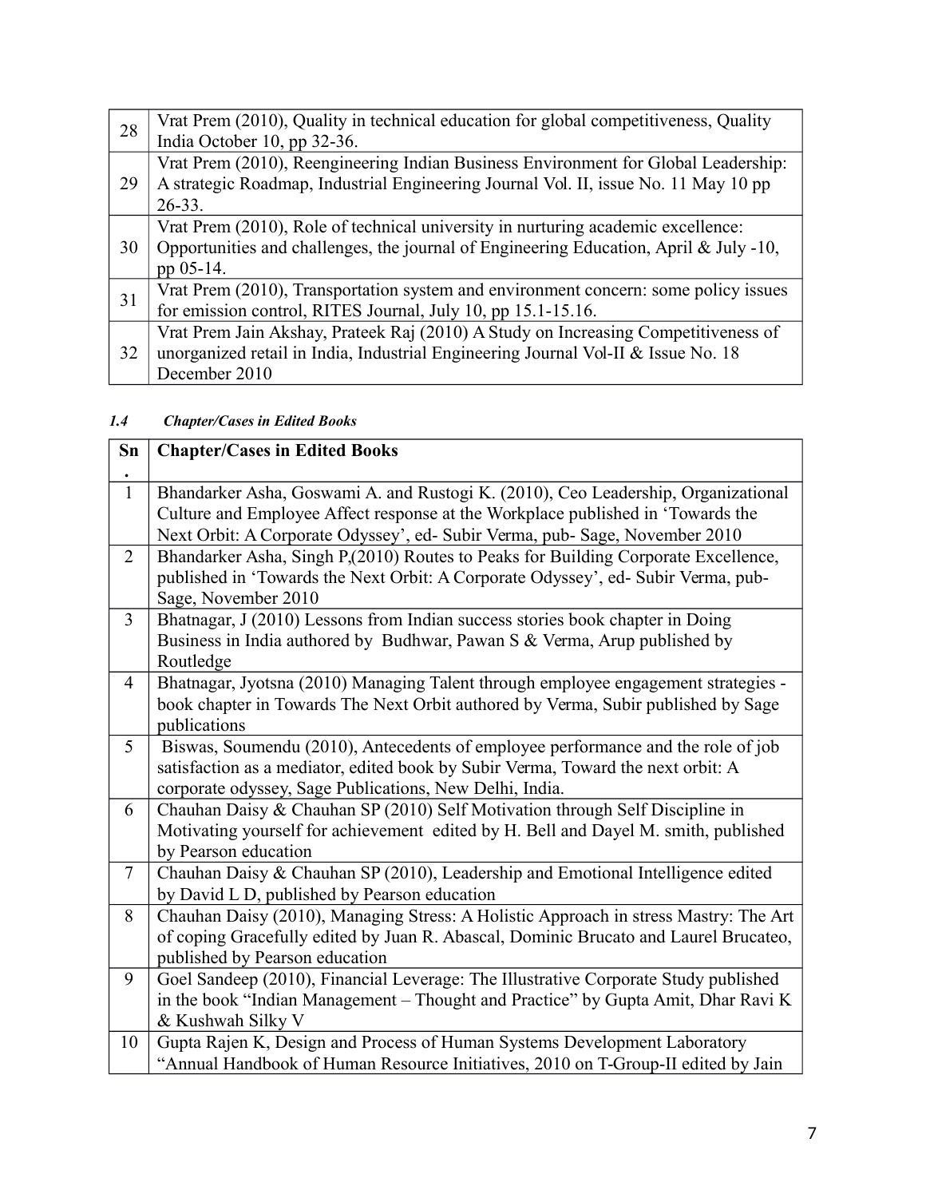| | |
|---|---|
| 28 | Vrat Prem (2010), Quality in technical education for global competitiveness, Quality India October 10, pp 32-36. |
| 29 | Vrat Prem (2010), Reengineering Indian Business Environment for Global Leadership: A strategic Roadmap, Industrial Engineering Journal Vol. II, issue No. 11 May 10 pp 26-33. |
| 30 | Vrat Prem (2010), Role of technical university in nurturing academic excellence: Opportunities and challenges, the journal of Engineering Education, April & July -10, pp 05-14. |
| 31 | Vrat Prem (2010), Transportation system and environment concern: some policy issues for emission control, RITES Journal, July 10, pp 15.1-15.16. |
| 32 | Vrat Prem Jain Akshay, Prateek Raj (2010) A Study on Increasing Competitiveness of unorganized retail in India, Industrial Engineering Journal Vol-II & Issue No. 18 December 2010 |

### *1.4 Chapter/Cases in Edited Books*

| Sn. | Chapter/Cases in Edited Books |
|---|---|
| 1 | Bhandarker Asha, Goswami A. and Rustogi K. (2010), Ceo Leadership, Organizational Culture and Employee Affect response at the Workplace published in 'Towards the Next Orbit: A Corporate Odyssey', ed- Subir Verma, pub- Sage, November 2010 |
| 2 | Bhandarker Asha, Singh P,(2010) Routes to Peaks for Building Corporate Excellence, published in 'Towards the Next Orbit: A Corporate Odyssey', ed- Subir Verma, pub- Sage, November 2010 |
| 3 | Bhatnagar, J (2010) Lessons from Indian success stories book chapter in Doing Business in India authored by Budhwar, Pawan S & Verma, Arup published by Routledge |
| 4 | Bhatnagar, Jyotsna (2010) Managing Talent through employee engagement strategies - book chapter in Towards The Next Orbit authored by Verma, Subir published by Sage publications |
| 5 | Biswas, Soumendu (2010), Antecedents of employee performance and the role of job satisfaction as a mediator, edited book by Subir Verma, Toward the next orbit: A corporate odyssey, Sage Publications, New Delhi, India. |
| 6 | Chauhan Daisy & Chauhan SP (2010) Self Motivation through Self Discipline in Motivating yourself for achievement edited by H. Bell and Dayel M. smith, published by Pearson education |
| 7 | Chauhan Daisy & Chauhan SP (2010), Leadership and Emotional Intelligence edited by David L D, published by Pearson education |
| 8 | Chauhan Daisy (2010), Managing Stress: A Holistic Approach in stress Mastry: The Art of coping Gracefully edited by Juan R. Abascal, Dominic Brucato and Laurel Brucateo, published by Pearson education |
| 9 | Goel Sandeep (2010), Financial Leverage: The Illustrative Corporate Study published in the book "Indian Management – Thought and Practice" by Gupta Amit, Dhar Ravi K & Kushwah Silky V |
| 10 | Gupta Rajen K, Design and Process of Human Systems Development Laboratory "Annual Handbook of Human Resource Initiatives, 2010 on T-Group-II edited by Jain |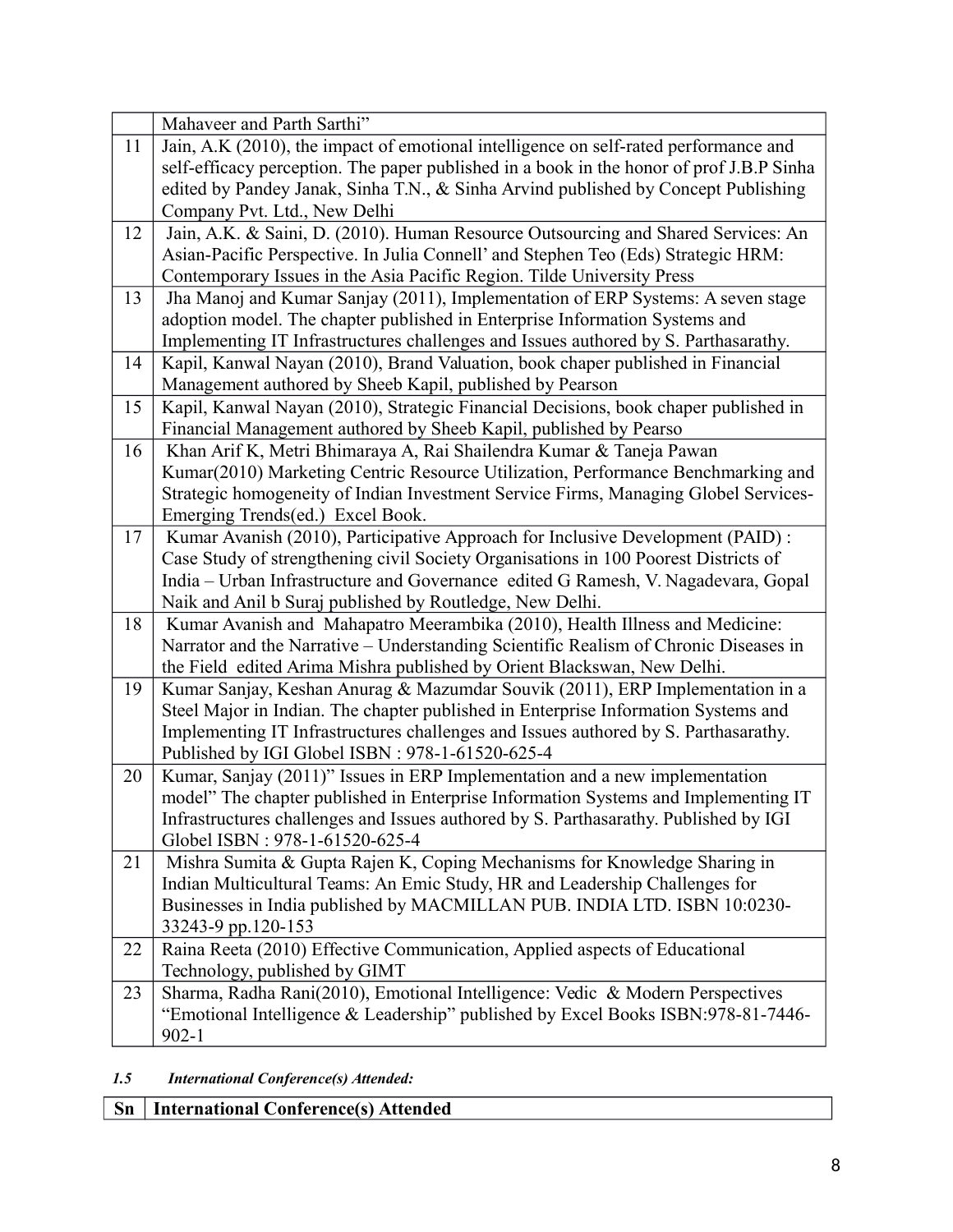| | |
|---|---|
| | Mahaveer and Parth Sarthi” |
| 11 | Jain, A.K (2010), the impact of emotional intelligence on self-rated performance and self-efficacy perception. The paper published in a book in the honor of prof J.B.P Sinha edited by Pandey Janak, Sinha T.N., & Sinha Arvind published by Concept Publishing Company Pvt. Ltd., New Delhi |
| 12 | Jain, A.K. & Saini, D. (2010). Human Resource Outsourcing and Shared Services: An Asian-Pacific Perspective. In Julia Connell' and Stephen Teo (Eds) Strategic HRM: Contemporary Issues in the Asia Pacific Region. Tilde University Press |
| 13 | Jha Manoj and Kumar Sanjay (2011), Implementation of ERP Systems: A seven stage adoption model. The chapter published in Enterprise Information Systems and Implementing IT Infrastructures challenges and Issues authored by S. Parthasarathy. |
| 14 | Kapil, Kanwal Nayan (2010), Brand Valuation, book chaper published in Financial Management authored by Sheeb Kapil, published by Pearson |
| 15 | Kapil, Kanwal Nayan (2010), Strategic Financial Decisions, book chaper published in Financial Management authored by Sheeb Kapil, published by Pearso |
| 16 | Khan Arif K, Metri Bhimaraya A, Rai Shailendra Kumar & Taneja Pawan Kumar(2010) Marketing Centric Resource Utilization, Performance Benchmarking and Strategic homogeneity of Indian Investment Service Firms, Managing Globel Services-Emerging Trends(ed.) Excel Book. |
| 17 | Kumar Avanish (2010), Participative Approach for Inclusive Development (PAID) : Case Study of strengthening civil Society Organisations in 100 Poorest Districts of India – Urban Infrastructure and Governance edited G Ramesh, V. Nagadevara, Gopal Naik and Anil b Suraj published by Routledge, New Delhi. |
| 18 | Kumar Avanish and Mahapatro Meerambika (2010), Health Illness and Medicine: Narrator and the Narrative – Understanding Scientific Realism of Chronic Diseases in the Field edited Arima Mishra published by Orient Blackswan, New Delhi. |
| 19 | Kumar Sanjay, Keshan Anurag & Mazumdar Souvik (2011), ERP Implementation in a Steel Major in Indian. The chapter published in Enterprise Information Systems and Implementing IT Infrastructures challenges and Issues authored by S. Parthasarathy. Published by IGI Globel ISBN : 978-1-61520-625-4 |
| 20 | Kumar, Sanjay (2011)” Issues in ERP Implementation and a new implementation model” The chapter published in Enterprise Information Systems and Implementing IT Infrastructures challenges and Issues authored by S. Parthasarathy. Published by IGI Globel ISBN : 978-1-61520-625-4 |
| 21 | Mishra Sumita & Gupta Rajen K, Coping Mechanisms for Knowledge Sharing in Indian Multicultural Teams: An Emic Study, HR and Leadership Challenges for Businesses in India published by MACMILLAN PUB. INDIA LTD. ISBN 10:0230-33243-9 pp.120-153 |
| 22 | Raina Reeta (2010) Effective Communication, Applied aspects of Educational Technology, published by GIMT |
| 23 | Sharma, Radha Rani(2010), Emotional Intelligence: Vedic & Modern Perspectives “Emotional Intelligence & Leadership” published by Excel Books ISBN:978-81-7446-902-1 |

***1.5 International Conference(s) Attended:***

| Sn | International Conference(s) Attended |
|---|---|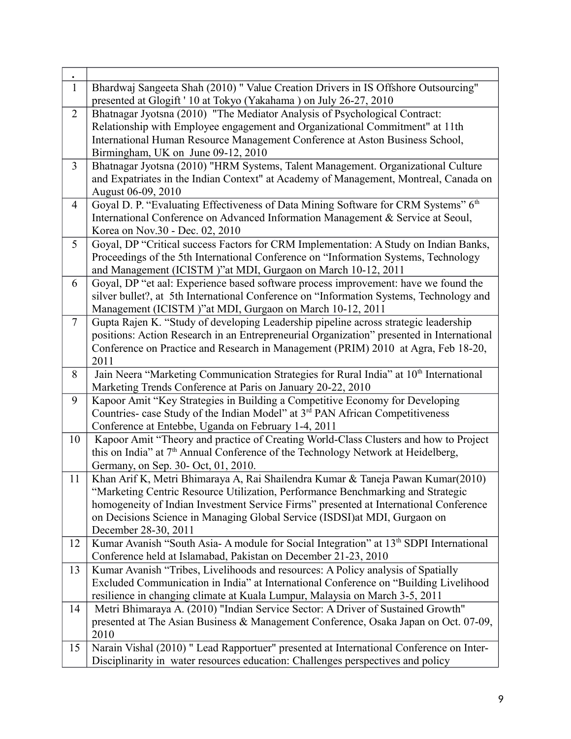| . | |
|---|---|
| 1 | Bhardwaj Sangeeta Shah (2010) " Value Creation Drivers in IS Offshore Outsourcing" presented at Glogift ' 10 at Tokyo (Yakahama ) on July 26-27, 2010 |
| 2 | Bhatnagar Jyotsna (2010) "The Mediator Analysis of Psychological Contract: Relationship with Employee engagement and Organizational Commitment" at 11th International Human Resource Management Conference at Aston Business School, Birmingham, UK on June 09-12, 2010 |
| 3 | Bhatnagar Jyotsna (2010) "HRM Systems, Talent Management. Organizational Culture and Expatriates in the Indian Context" at Academy of Management, Montreal, Canada on August 06-09, 2010 |
| 4 | Goyal D. P. "Evaluating Effectiveness of Data Mining Software for CRM Systems" 6th International Conference on Advanced Information Management & Service at Seoul, Korea on Nov.30 - Dec. 02, 2010 |
| 5 | Goyal, DP "Critical success Factors for CRM Implementation: A Study on Indian Banks, Proceedings of the 5th International Conference on "Information Systems, Technology and Management (ICISTM )"at MDI, Gurgaon on March 10-12, 2011 |
| 6 | Goyal, DP "et aal: Experience based software process improvement: have we found the silver bullet?, at 5th International Conference on "Information Systems, Technology and Management (ICISTM )"at MDI, Gurgaon on March 10-12, 2011 |
| 7 | Gupta Rajen K. "Study of developing Leadership pipeline across strategic leadership positions: Action Research in an Entrepreneurial Organization" presented in International Conference on Practice and Research in Management (PRIM) 2010 at Agra, Feb 18-20, 2011 |
| 8 | Jain Neera "Marketing Communication Strategies for Rural India" at 10th International Marketing Trends Conference at Paris on January 20-22, 2010 |
| 9 | Kapoor Amit "Key Strategies in Building a Competitive Economy for Developing Countries- case Study of the Indian Model" at 3rd PAN African Competitiveness Conference at Entebbe, Uganda on February 1-4, 2011 |
| 10 | Kapoor Amit "Theory and practice of Creating World-Class Clusters and how to Project this on India" at 7th Annual Conference of the Technology Network at Heidelberg, Germany, on Sep. 30- Oct, 01, 2010. |
| 11 | Khan Arif K, Metri Bhimaraya A, Rai Shailendra Kumar & Taneja Pawan Kumar(2010) "Marketing Centric Resource Utilization, Performance Benchmarking and Strategic homogeneity of Indian Investment Service Firms" presented at International Conference on Decisions Science in Managing Global Service (ISDSI)at MDI, Gurgaon on December 28-30, 2011 |
| 12 | Kumar Avanish "South Asia- A module for Social Integration" at 13th SDPI International Conference held at Islamabad, Pakistan on December 21-23, 2010 |
| 13 | Kumar Avanish "Tribes, Livelihoods and resources: A Policy analysis of Spatially Excluded Communication in India" at International Conference on "Building Livelihood resilience in changing climate at Kuala Lumpur, Malaysia on March 3-5, 2011 |
| 14 | Metri Bhimaraya A. (2010) "Indian Service Sector: A Driver of Sustained Growth" presented at The Asian Business & Management Conference, Osaka Japan on Oct. 07-09, 2010 |
| 15 | Narain Vishal (2010) " Lead Rapportuer" presented at International Conference on Inter-Disciplinarity in water resources education: Challenges perspectives and policy |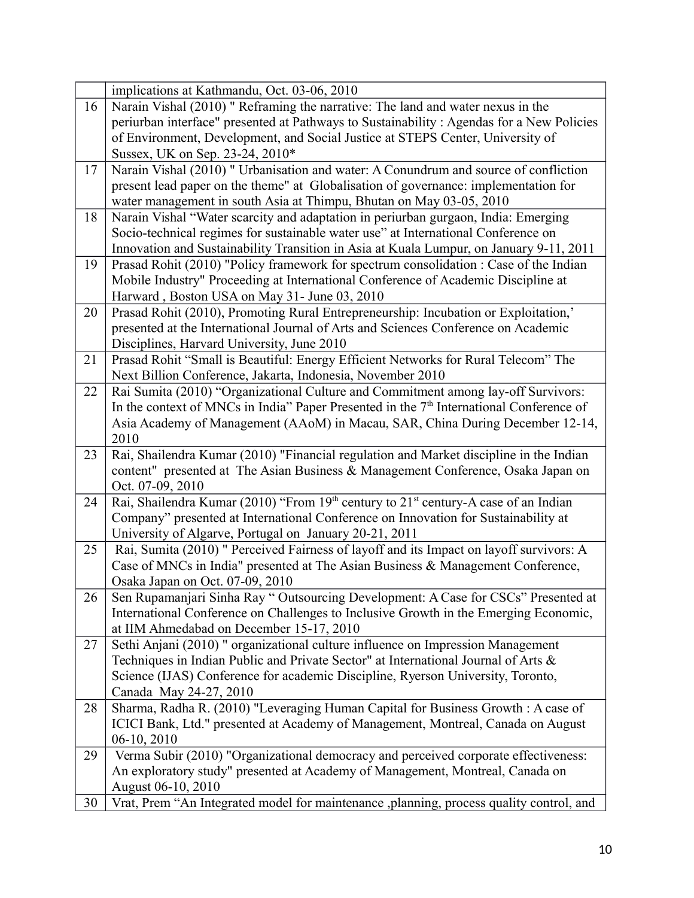| | |
|---|---|
| | implications at Kathmandu, Oct. 03-06, 2010 |
| 16 | Narain Vishal (2010) " Reframing the narrative: The land and water nexus in the periurban interface" presented at Pathways to Sustainability : Agendas for a New Policies of Environment, Development, and Social Justice at STEPS Center, University of Sussex, UK on Sep. 23-24, 2010* |
| 17 | Narain Vishal (2010) " Urbanisation and water: A Conundrum and source of confliction present lead paper on the theme" at Globalisation of governance: implementation for water management in south Asia at Thimpu, Bhutan on May 03-05, 2010 |
| 18 | Narain Vishal "Water scarcity and adaptation in periurban gurgaon, India: Emerging Socio-technical regimes for sustainable water use" at International Conference on Innovation and Sustainability Transition in Asia at Kuala Lumpur, on January 9-11, 2011 |
| 19 | Prasad Rohit (2010) "Policy framework for spectrum consolidation : Case of the Indian Mobile Industry" Proceeding at International Conference of Academic Discipline at Harward , Boston USA on May 31- June 03, 2010 |
| 20 | Prasad Rohit (2010), Promoting Rural Entrepreneurship: Incubation or Exploitation,' presented at the International Journal of Arts and Sciences Conference on Academic Disciplines, Harvard University, June 2010 |
| 21 | Prasad Rohit "Small is Beautiful: Energy Efficient Networks for Rural Telecom" The Next Billion Conference, Jakarta, Indonesia, November 2010 |
| 22 | Rai Sumita (2010) "Organizational Culture and Commitment among lay-off Survivors: In the context of MNCs in India" Paper Presented in the 7th International Conference of Asia Academy of Management (AAoM) in Macau, SAR, China During December 12-14, 2010 |
| 23 | Rai, Shailendra Kumar (2010) "Financial regulation and Market discipline in the Indian content" presented at The Asian Business & Management Conference, Osaka Japan on Oct. 07-09, 2010 |
| 24 | Rai, Shailendra Kumar (2010) "From 19th century to 21st century-A case of an Indian Company" presented at International Conference on Innovation for Sustainability at University of Algarve, Portugal on January 20-21, 2011 |
| 25 | Rai, Sumita (2010) " Perceived Fairness of layoff and its Impact on layoff survivors: A Case of MNCs in India" presented at The Asian Business & Management Conference, Osaka Japan on Oct. 07-09, 2010 |
| 26 | Sen Rupamanjari Sinha Ray " Outsourcing Development: A Case for CSCs" Presented at International Conference on Challenges to Inclusive Growth in the Emerging Economic, at IIM Ahmedabad on December 15-17, 2010 |
| 27 | Sethi Anjani (2010) " organizational culture influence on Impression Management Techniques in Indian Public and Private Sector" at International Journal of Arts & Science (IJAS) Conference for academic Discipline, Ryerson University, Toronto, Canada May 24-27, 2010 |
| 28 | Sharma, Radha R. (2010) "Leveraging Human Capital for Business Growth : A case of ICICI Bank, Ltd." presented at Academy of Management, Montreal, Canada on August 06-10, 2010 |
| 29 | Verma Subir (2010) "Organizational democracy and perceived corporate effectiveness: An exploratory study" presented at Academy of Management, Montreal, Canada on August 06-10, 2010 |
| 30 | Vrat, Prem "An Integrated model for maintenance ,planning, process quality control, and |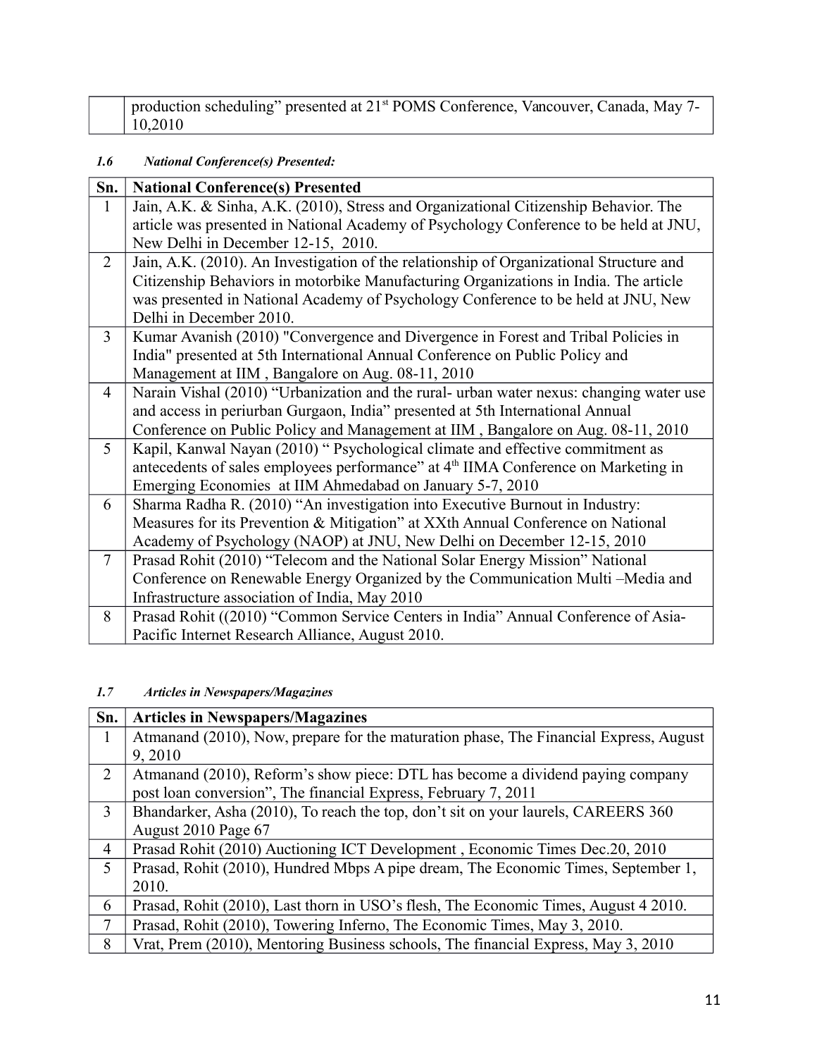| | |
|---|---|
| | production scheduling" presented at 21st POMS Conference, Vancouver, Canada, May 7-10,2010 |

*1.6 National Conference(s) Presented:*

| Sn. | National Conference(s) Presented |
|---|---|
| 1 | Jain, A.K. & Sinha, A.K. (2010), Stress and Organizational Citizenship Behavior. The article was presented in National Academy of Psychology Conference to be held at JNU, New Delhi in December 12-15, 2010. |
| 2 | Jain, A.K. (2010). An Investigation of the relationship of Organizational Structure and Citizenship Behaviors in motorbike Manufacturing Organizations in India. The article was presented in National Academy of Psychology Conference to be held at JNU, New Delhi in December 2010. |
| 3 | Kumar Avanish (2010) "Convergence and Divergence in Forest and Tribal Policies in India" presented at 5th International Annual Conference on Public Policy and Management at IIM , Bangalore on Aug. 08-11, 2010 |
| 4 | Narain Vishal (2010) "Urbanization and the rural- urban water nexus: changing water use and access in periurban Gurgaon, India" presented at 5th International Annual Conference on Public Policy and Management at IIM , Bangalore on Aug. 08-11, 2010 |
| 5 | Kapil, Kanwal Nayan (2010) " Psychological climate and effective commitment as antecedents of sales employees performance" at 4th IIMA Conference on Marketing in Emerging Economies at IIM Ahmedabad on January 5-7, 2010 |
| 6 | Sharma Radha R. (2010) "An investigation into Executive Burnout in Industry: Measures for its Prevention & Mitigation" at XXth Annual Conference on National Academy of Psychology (NAOP) at JNU, New Delhi on December 12-15, 2010 |
| 7 | Prasad Rohit (2010) "Telecom and the National Solar Energy Mission" National Conference on Renewable Energy Organized by the Communication Multi –Media and Infrastructure association of India, May 2010 |
| 8 | Prasad Rohit ((2010) "Common Service Centers in India" Annual Conference of Asia-Pacific Internet Research Alliance, August 2010. |

*1.7 Articles in Newspapers/Magazines*

| Sn. | Articles in Newspapers/Magazines |
|---|---|
| 1 | Atmanand (2010), Now, prepare for the maturation phase, The Financial Express, August 9, 2010 |
| 2 | Atmanand (2010), Reform's show piece: DTL has become a dividend paying company post loan conversion", The financial Express, February 7, 2011 |
| 3 | Bhandarker, Asha (2010), To reach the top, don't sit on your laurels, CAREERS 360 August 2010 Page 67 |
| 4 | Prasad Rohit (2010) Auctioning ICT Development , Economic Times Dec.20, 2010 |
| 5 | Prasad, Rohit (2010), Hundred Mbps A pipe dream, The Economic Times, September 1, 2010. |
| 6 | Prasad, Rohit (2010), Last thorn in USO's flesh, The Economic Times, August 4 2010. |
| 7 | Prasad, Rohit (2010), Towering Inferno, The Economic Times, May 3, 2010. |
| 8 | Vrat, Prem (2010), Mentoring Business schools, The financial Express, May 3, 2010 |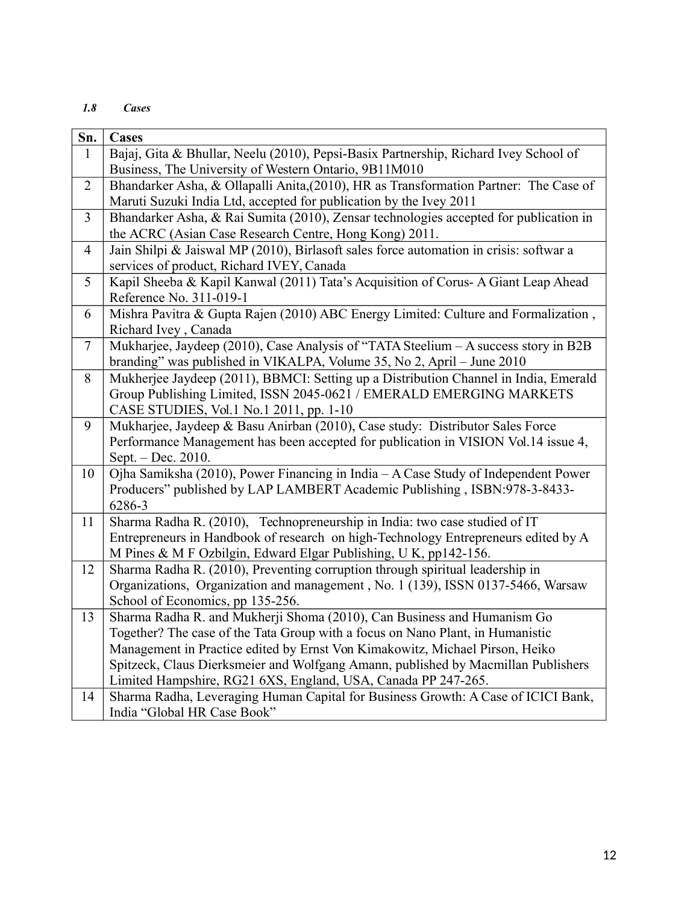***1.8 Cases***

| Sn. | Cases |
|---|---|
| 1 | Bajaj, Gita & Bhullar, Neelu (2010), Pepsi-Basix Partnership, Richard Ivey School of Business, The University of Western Ontario, 9B11M010 |
| 2 | Bhandarker Asha, & Ollapalli Anita,(2010), HR as Transformation Partner: The Case of Maruti Suzuki India Ltd, accepted for publication by the Ivey 2011 |
| 3 | Bhandarker Asha, & Rai Sumita (2010), Zensar technologies accepted for publication in the ACRC (Asian Case Research Centre, Hong Kong) 2011. |
| 4 | Jain Shilpi & Jaiswal MP (2010), Birlasoft sales force automation in crisis: softwar a services of product, Richard IVEY, Canada |
| 5 | Kapil Sheeba & Kapil Kanwal (2011) Tata's Acquisition of Corus- A Giant Leap Ahead Reference No. 311-019-1 |
| 6 | Mishra Pavitra & Gupta Rajen (2010) ABC Energy Limited: Culture and Formalization , Richard Ivey , Canada |
| 7 | Mukharjee, Jaydeep (2010), Case Analysis of "TATA Steelium – A success story in B2B branding" was published in VIKALPA, Volume 35, No 2, April – June 2010 |
| 8 | Mukherjee Jaydeep (2011), BBMCI: Setting up a Distribution Channel in India, Emerald Group Publishing Limited, ISSN 2045-0621 / EMERALD EMERGING MARKETS CASE STUDIES, Vol.1 No.1 2011, pp. 1-10 |
| 9 | Mukharjee, Jaydeep & Basu Anirban (2010), Case study: Distributor Sales Force Performance Management has been accepted for publication in VISION Vol.14 issue 4, Sept. – Dec. 2010. |
| 10 | Ojha Samiksha (2010), Power Financing in India – A Case Study of Independent Power Producers" published by LAP LAMBERT Academic Publishing , ISBN:978-3-8433-6286-3 |
| 11 | Sharma Radha R. (2010), Technopreneurship in India: two case studied of IT Entrepreneurs in Handbook of research on high-Technology Entrepreneurs edited by A M Pines & M F Ozbilgin, Edward Elgar Publishing, U K, pp142-156. |
| 12 | Sharma Radha R. (2010), Preventing corruption through spiritual leadership in Organizations, Organization and management , No. 1 (139), ISSN 0137-5466, Warsaw School of Economics, pp 135-256. |
| 13 | Sharma Radha R. and Mukherji Shoma (2010), Can Business and Humanism Go Together? The case of the Tata Group with a focus on Nano Plant, in Humanistic Management in Practice edited by Ernst Von Kimakowitz, Michael Pirson, Heiko Spitzeck, Claus Dierksmeier and Wolfgang Amann, published by Macmillan Publishers Limited Hampshire, RG21 6XS, England, USA, Canada PP 247-265. |
| 14 | Sharma Radha, Leveraging Human Capital for Business Growth: A Case of ICICI Bank, India "Global HR Case Book" |